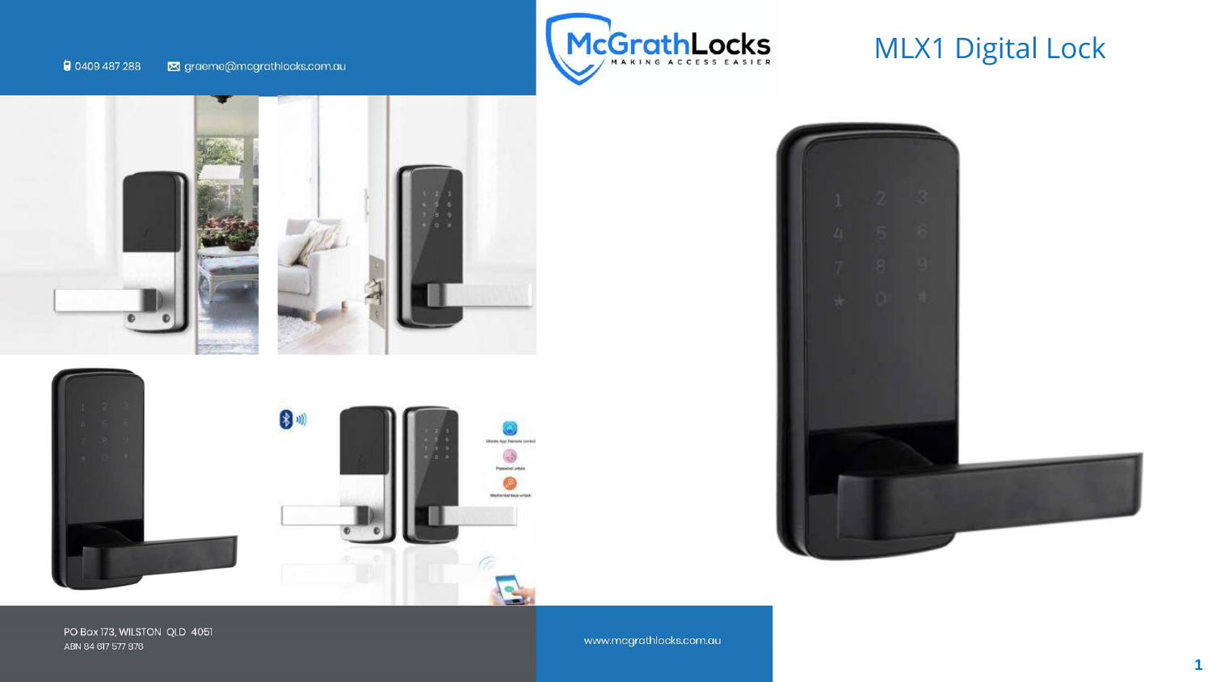0409 487 288 graeme@mcgrathlocks.com.au

McGrathLocks
MAKING ACCESS EASIER

# MLX1 Digital Lock

PO Box 173, WILSTON QLD 4051
ABN 84 617 577 876

www.mcgrathlocks.com.au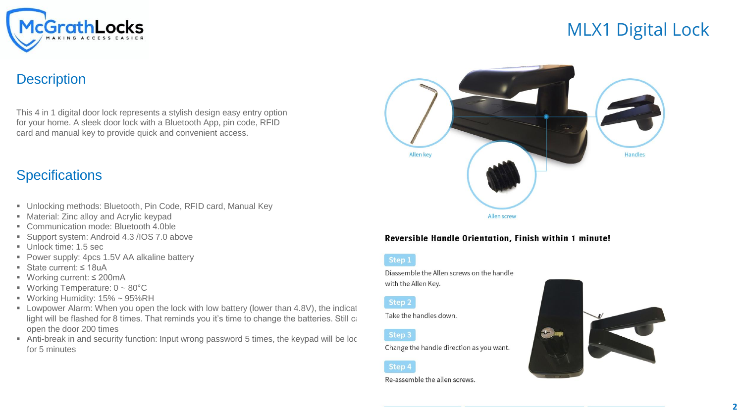# MLX1 Digital Lock

## Description

This 4 in 1 digital door lock represents a stylish design easy entry option for your home. A sleek door lock with a Bluetooth App, pin code, RFID card and manual key to provide quick and convenient access.

## Specifications

- Unlocking methods: Bluetooth, Pin Code, RFID card, Manual Key
- Material: Zinc alloy and Acrylic keypad
- Communication mode: Bluetooth 4.0ble
- Support system: Android 4.3 /IOS 7.0 above
- Unlock time: 1.5 sec
- Power supply: 4pcs 1.5V AA alkaline battery
- State current: ≤ 18uA
- Working current: ≤ 200mA
- Working Temperature: 0 ~ 80°C
- Working Humidity: 15% ~ 95%RH
- Lowpower Alarm: When you open the lock with low battery (lower than 4.8V), the indicat light will be flashed for 8 times. That reminds you it's time to change the batteries. Still ca open the door 200 times
- Anti-break in and security function: Input wrong password 5 times, the keypad will be loc for 5 minutes

Allen key

Handles

Allen screw

**Reversible Handle Orientation, Finish within 1 minute!**

**Step 1**

Diassemble the Allen screws on the handle with the Allen Key.

**Step 2**

Take the handles down.

**Step 3**

Change the handle direction as you want.

**Step 4**

Re-assemble the allen screws.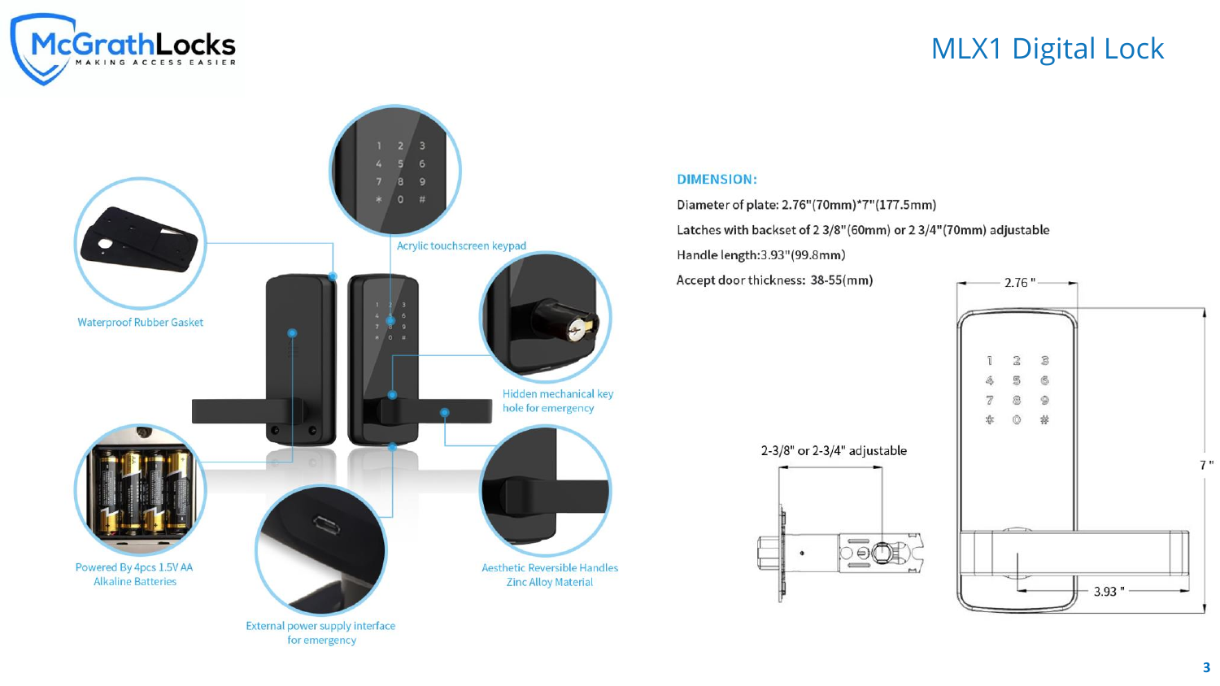# MLX1 Digital Lock

Acrylic touchscreen keypad

Waterproof Rubber Gasket

Hidden mechanical key hole for emergency

Powered By 4pcs 1.5V AA Alkaline Batteries

Aesthetic Reversible Handles Zinc Alloy Material

External power supply interface for emergency

**DIMENSION:**

Diameter of plate: 2.76"(70mm)*7"(177.5mm)

Latches with backset of 2 3/8"(60mm) or 2 3/4"(70mm) adjustable

Handle length:3.93"(99.8mm)

Accept door thickness: 38-55(mm)

2-3/8" or 2-3/4" adjustable

2.76"

7"

3.93"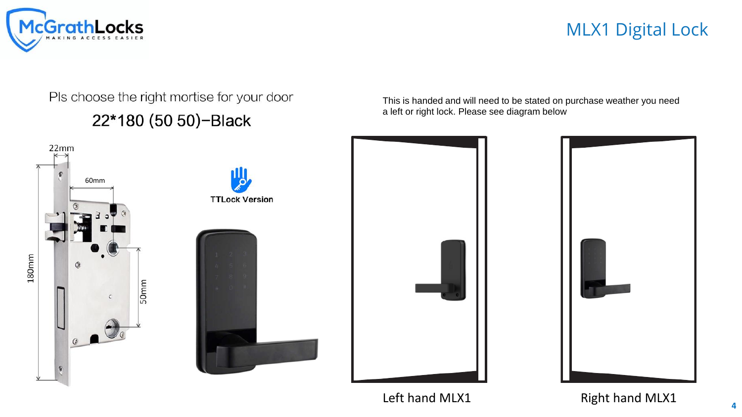# MLX1 Digital Lock

Pls choose the right mortise for your door

22*180 (50 50)−Black

22mm

60mm

180mm

50mm

TTLock Version

This is handed and will need to be stated on purchase weather you need a left or right lock. Please see diagram below

Left hand MLX1

Right hand MLX1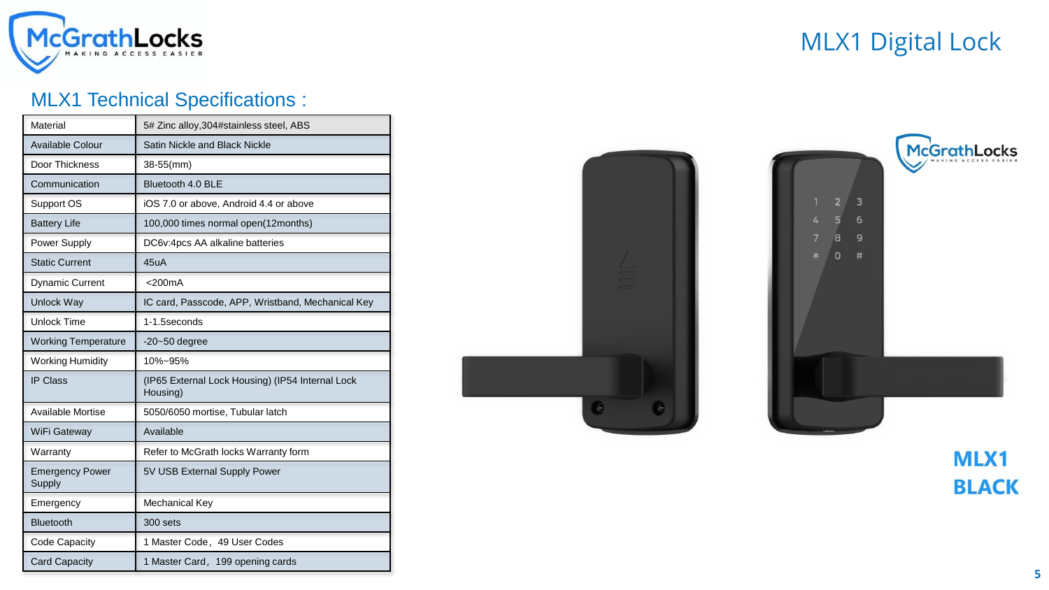# MLX1 Digital Lock

## MLX1 Technical Specifications :

| Material | 5# Zinc alloy,304#stainless steel, ABS |
|---|---|
| Available Colour | Satin Nickle and Black Nickle |
| Door Thickness | 38-55(mm) |
| Communication | Bluetooth 4.0 BLE |
| Support OS | iOS 7.0 or above, Android 4.4 or above |
| Battery Life | 100,000 times normal open(12months) |
| Power Supply | DC6v:4pcs AA alkaline batteries |
| Static Current | 45uA |
| Dynamic Current | <200mA |
| Unlock Way | IC card, Passcode, APP, Wristband, Mechanical Key |
| Unlock Time | 1-1.5seconds |
| Working Temperature | -20~50 degree |
| Working Humidity | 10%~95% |
| IP Class | (IP65 External Lock Housing) (IP54 Internal Lock Housing) |
| Available Mortise | 5050/6050 mortise, Tubular latch |
| WiFi Gateway | Available |
| Warranty | Refer to McGrath locks Warranty form |
| Emergency Power Supply | 5V USB External Supply Power |
| Emergency | Mechanical Key |
| Bluetooth | 300 sets |
| Code Capacity | 1 Master Code，49 User Codes |
| Card Capacity | 1 Master Card，199 opening cards |

**MLX1 BLACK**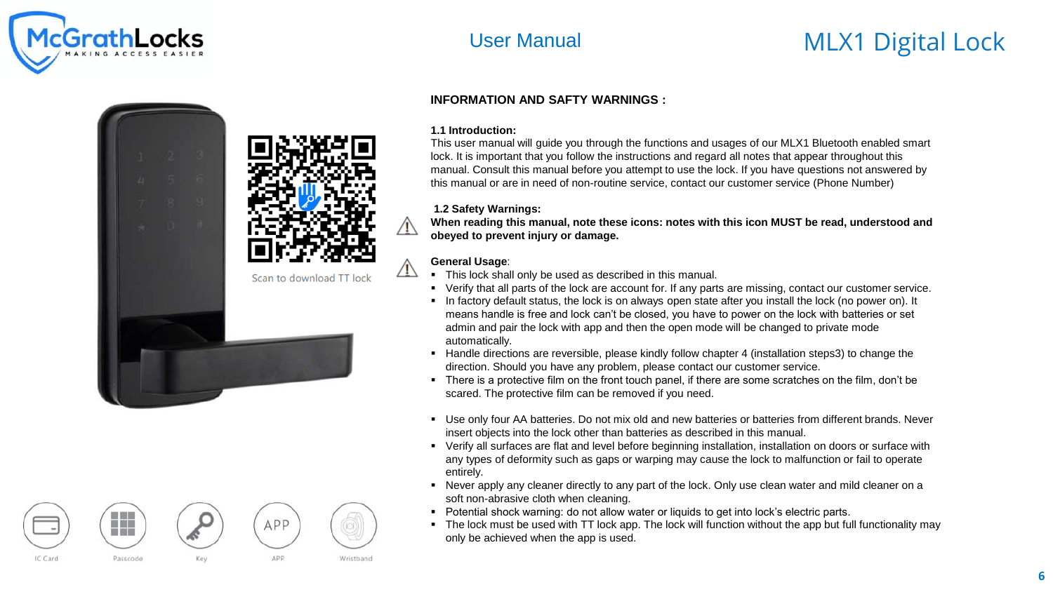**INFORMATION AND SAFTY WARNINGS :**

**1.1 Introduction:**

This user manual will guide you through the functions and usages of our MLX1 Bluetooth enabled smart lock. It is important that you follow the instructions and regard all notes that appear throughout this manual. Consult this manual before you attempt to use the lock. If you have questions not answered by this manual or are in need of non-routine service, contact our customer service (Phone Number)

**1.2 Safety Warnings:**

⚠ **When reading this manual, note these icons: notes with this icon MUST be read, understood and obeyed to prevent injury or damage.**

⚠ **General Usage**:

- This lock shall only be used as described in this manual.
- Verify that all parts of the lock are account for. If any parts are missing, contact our customer service.
- In factory default status, the lock is on always open state after you install the lock (no power on). It means handle is free and lock can't be closed, you have to power on the lock with batteries or set admin and pair the lock with app and then the open mode will be changed to private mode automatically.
- Handle directions are reversible, please kindly follow chapter 4 (installation steps3) to change the direction. Should you have any problem, please contact our customer service.
- There is a protective film on the front touch panel, if there are some scratches on the film, don't be scared. The protective film can be removed if you need.
- Use only four AA batteries. Do not mix old and new batteries or batteries from different brands. Never insert objects into the lock other than batteries as described in this manual.
- Verify all surfaces are flat and level before beginning installation, installation on doors or surface with any types of deformity such as gaps or warping may cause the lock to malfunction or fail to operate entirely.
- Never apply any cleaner directly to any part of the lock. Only use clean water and mild cleaner on a soft non-abrasive cloth when cleaning.
- Potential shock warning: do not allow water or liquids to get into lock's electric parts.
- The lock must be used with TT lock app. The lock will function without the app but full functionality may only be achieved when the app is used.

Scan to download TT lock

IC Card | Passcode | Key | APP | Wristband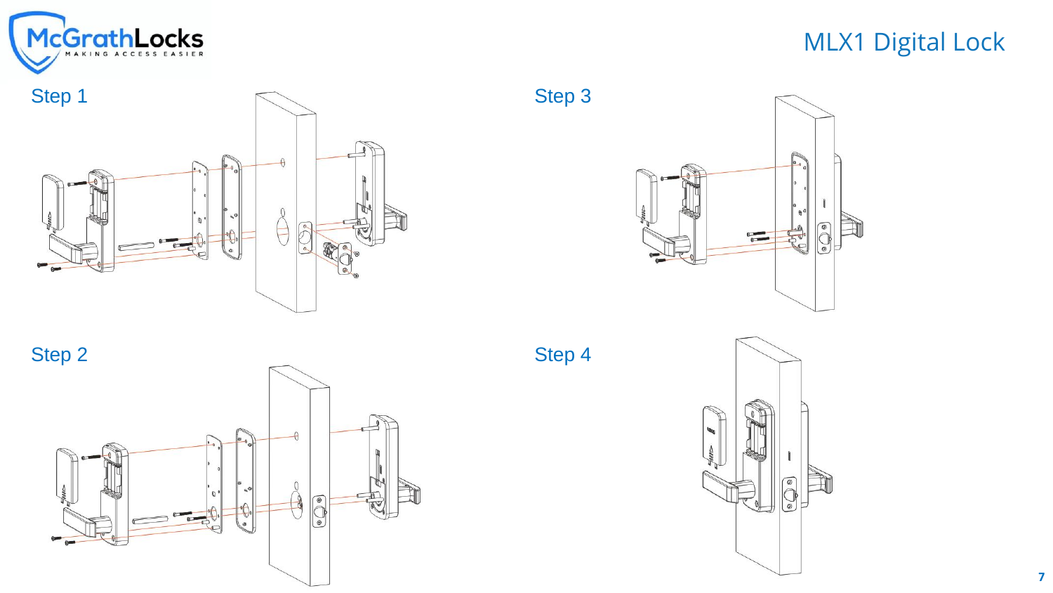# MLX1 Digital Lock

## Step 1

## Step 2

## Step 3

## Step 4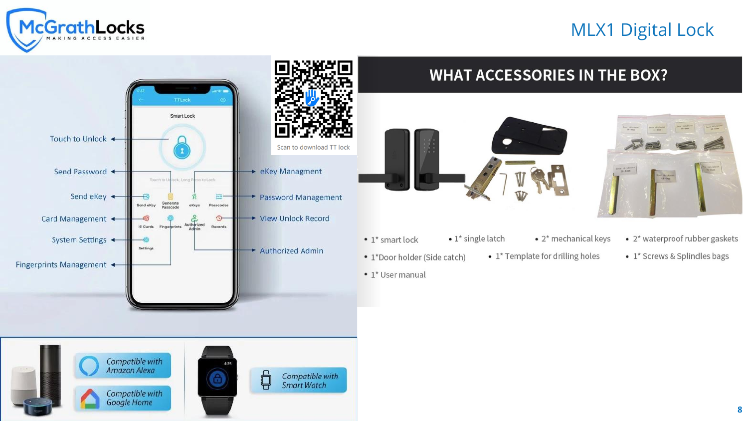McGrathLocks
MAKING ACCESS EASIER

# MLX1 Digital Lock

Touch to Unlock

Send Password

Send eKey

Card Management

System Settings

Fingerprints Management

eKey Managment

Password Management

View Unlock Record

Authorized Admin

Scan to download TT lock

Compatible with Amazon Alexa

Compatible with Google Home

Compatible with Smart Watch

## WHAT ACCESSORIES IN THE BOX?

- 1* smart lock
- 1* single latch
- 2* mechanical keys
- 2* waterproof rubber gaskets
- 1*Door holder (Side catch)
- 1* Template for drilling holes
- 1* Screws & Splindles bags
- 1* User manual